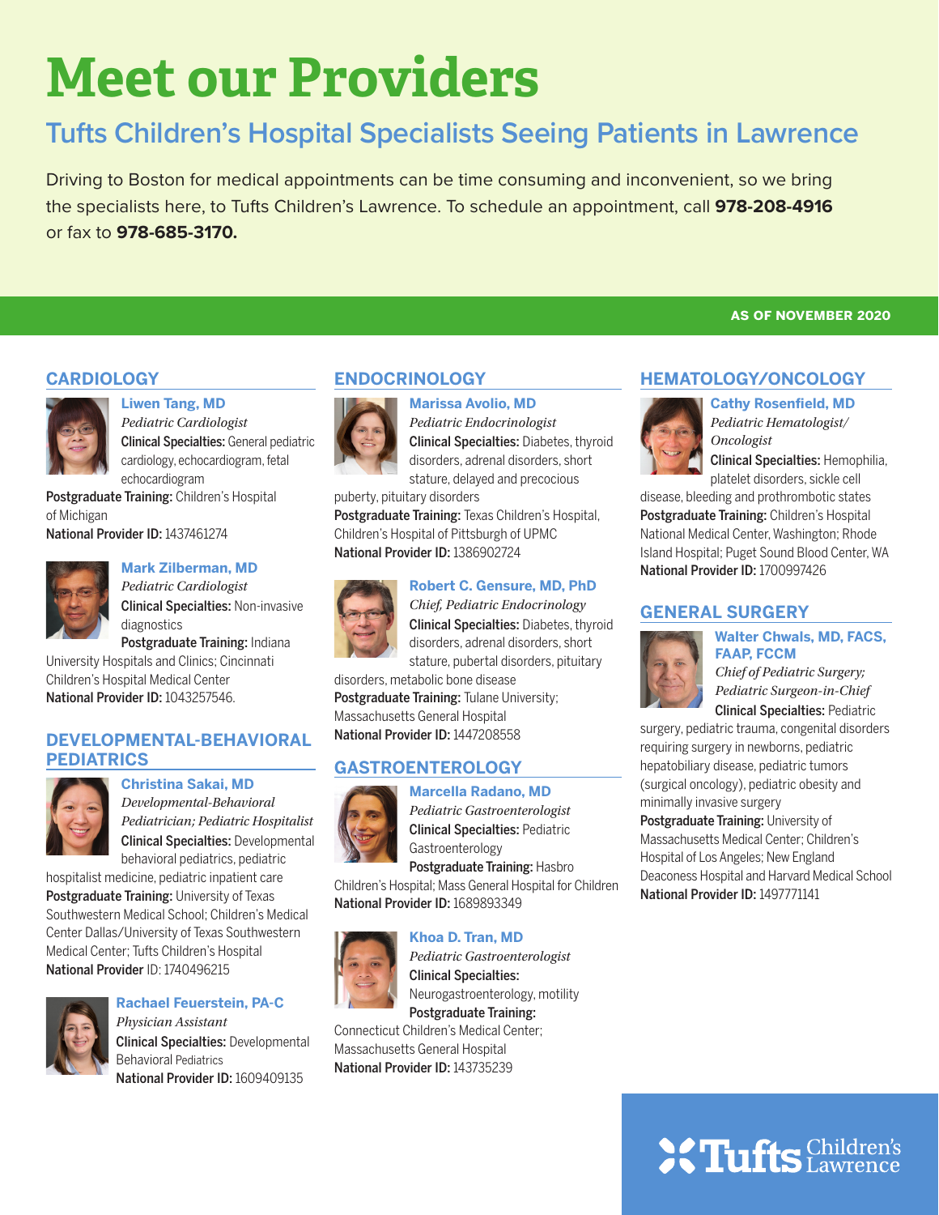# Meet our Providers

## Tufts Children's Hospital Specialists Seeing Patients in Lawrence

Driving to Boston for medical appointments can be time consuming and inconvenient, so we bring the specialists here, to Tufts Children's Lawrence. To schedule an appointment, call **978-208-4916** or fax to **978-685-3170.**

**AS OF NOVEMBER 2020**

### CARDIOLOGY

**Liwen Tang, MD**
*Pediatric Cardiologist*
**Clinical Specialties:** General pediatric cardiology, echocardiogram, fetal echocardiogram
**Postgraduate Training:** Children's Hospital of Michigan
**National Provider ID:** 1437461274

**Mark Zilberman, MD**
*Pediatric Cardiologist*
**Clinical Specialties:** Non-invasive diagnostics
**Postgraduate Training:** Indiana University Hospitals and Clinics; Cincinnati Children's Hospital Medical Center
**National Provider ID:** 1043257546.

### DEVELOPMENTAL-BEHAVIORAL PEDIATRICS

**Christina Sakai, MD**
*Developmental-Behavioral Pediatrician; Pediatric Hospitalist*
**Clinical Specialties:** Developmental behavioral pediatrics, pediatric hospitalist medicine, pediatric inpatient care
**Postgraduate Training:** University of Texas Southwestern Medical School; Children's Medical Center Dallas/University of Texas Southwestern Medical Center; Tufts Children's Hospital
**National Provider** ID: 1740496215

**Rachael Feuerstein, PA-C**
*Physician Assistant*
**Clinical Specialties:** Developmental Behavioral Pediatrics
**National Provider ID:** 1609409135

### ENDOCRINOLOGY

**Marissa Avolio, MD**
*Pediatric Endocrinologist*
**Clinical Specialties:** Diabetes, thyroid disorders, adrenal disorders, short stature, delayed and precocious puberty, pituitary disorders
**Postgraduate Training:** Texas Children's Hospital, Children's Hospital of Pittsburgh of UPMC
**National Provider ID:** 1386902724

**Robert C. Gensure, MD, PhD**
*Chief, Pediatric Endocrinology*
**Clinical Specialties:** Diabetes, thyroid disorders, adrenal disorders, short stature, pubertal disorders, pituitary disorders, metabolic bone disease
**Postgraduate Training:** Tulane University; Massachusetts General Hospital
**National Provider ID:** 1447208558

### GASTROENTEROLOGY

**Marcella Radano, MD**
*Pediatric Gastroenterologist*
**Clinical Specialties:** Pediatric Gastroenterology
**Postgraduate Training:** Hasbro Children's Hospital; Mass General Hospital for Children
**National Provider ID:** 1689893349

**Khoa D. Tran, MD**
*Pediatric Gastroenterologist*
**Clinical Specialties:** Neurogastroenterology, motility
**Postgraduate Training:** Connecticut Children's Medical Center; Massachusetts General Hospital
**National Provider ID:** 143735239

### HEMATOLOGY/ONCOLOGY

**Cathy Rosenfield, MD**
*Pediatric Hematologist/ Oncologist*
**Clinical Specialties:** Hemophilia, platelet disorders, sickle cell disease, bleeding and prothrombotic states
**Postgraduate Training:** Children's Hospital National Medical Center, Washington; Rhode Island Hospital; Puget Sound Blood Center, WA
**National Provider ID:** 1700997426

### GENERAL SURGERY

**Walter Chwals, MD, FACS, FAAP, FCCM**
*Chief of Pediatric Surgery; Pediatric Surgeon-in-Chief*
**Clinical Specialties:** Pediatric surgery, pediatric trauma, congenital disorders requiring surgery in newborns, pediatric hepatobiliary disease, pediatric tumors (surgical oncology), pediatric obesity and minimally invasive surgery
**Postgraduate Training:** University of Massachusetts Medical Center; Children's Hospital of Los Angeles; New England Deaconess Hospital and Harvard Medical School
**National Provider ID:** 1497771141

Tufts Children's Lawrence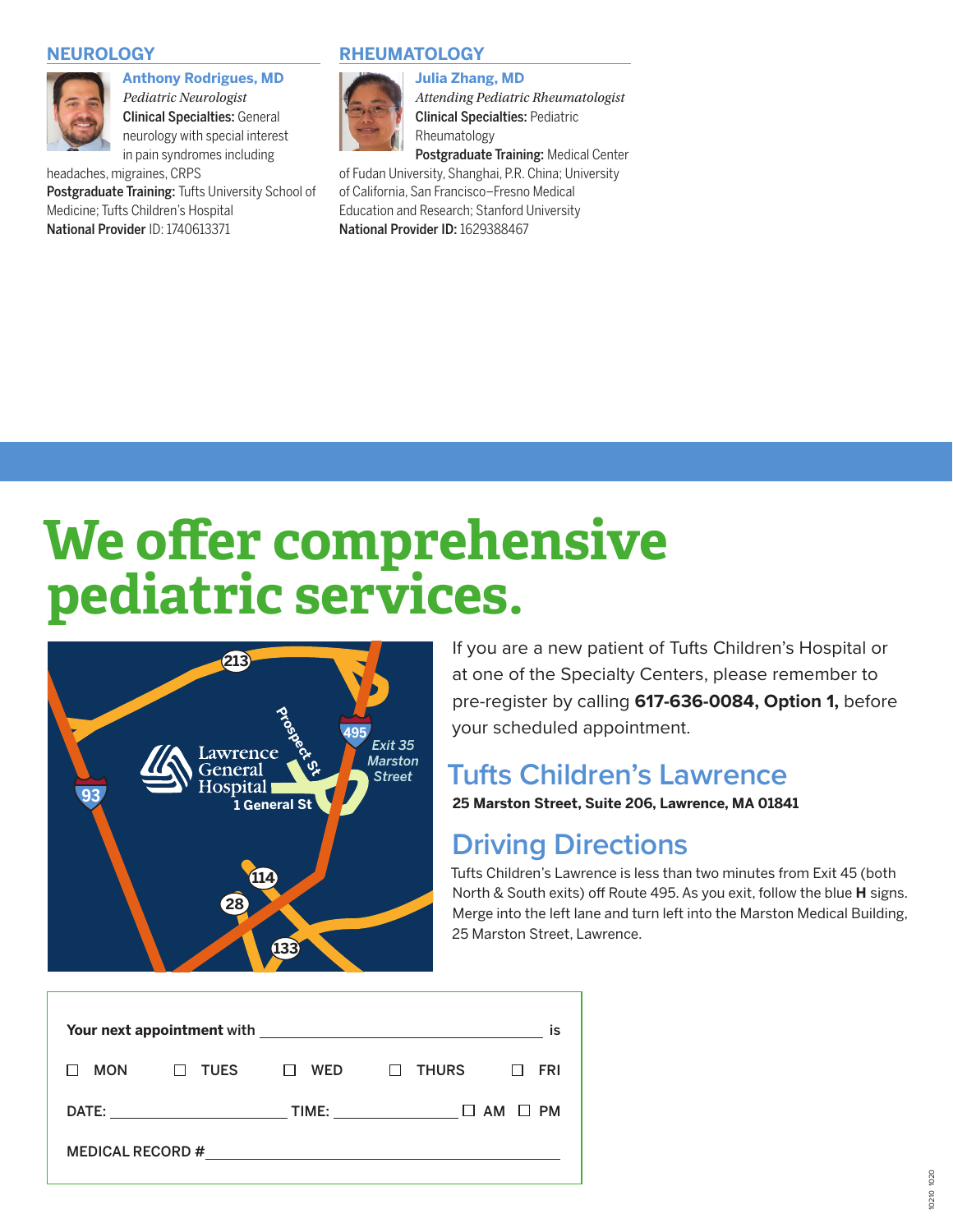## NEUROLOGY

**Anthony Rodrigues, MD**
*Pediatric Neurologist*
**Clinical Specialties:** General neurology with special interest in pain syndromes including headaches, migraines, CRPS
**Postgraduate Training:** Tufts University School of Medicine; Tufts Children's Hospital
**National Provider** ID: 1740613371

## RHEUMATOLOGY

**Julia Zhang, MD**
*Attending Pediatric Rheumatologist*
**Clinical Specialties:** Pediatric Rheumatology
**Postgraduate Training:** Medical Center of Fudan University, Shanghai, P.R. China; University of California, San Francisco–Fresno Medical Education and Research; Stanford University
**National Provider ID:** 1629388467

# We offer comprehensive pediatric services.

213
Prospect St
495
Exit 35
Marston
Street
Lawrence General Hospital
1 General St
93
114
28
133

If you are a new patient of Tufts Children's Hospital or at one of the Specialty Centers, please remember to pre-register by calling **617-636-0084, Option 1,** before your scheduled appointment.

## Tufts Children's Lawrence

**25 Marston Street, Suite 206, Lawrence, MA 01841**

## Driving Directions

Tufts Children's Lawrence is less than two minutes from Exit 45 (both North & South exits) off Route 495. As you exit, follow the blue **H** signs. Merge into the left lane and turn left into the Marston Medical Building, 25 Marston Street, Lawrence.

**Your next appointment with** ______________________________ **is**

☐ MON ☐ TUES ☐ WED ☐ THURS ☐ FRI

DATE: ____________________ TIME: ______________ ☐ AM ☐ PM

MEDICAL RECORD # ______________________________

10210 1020